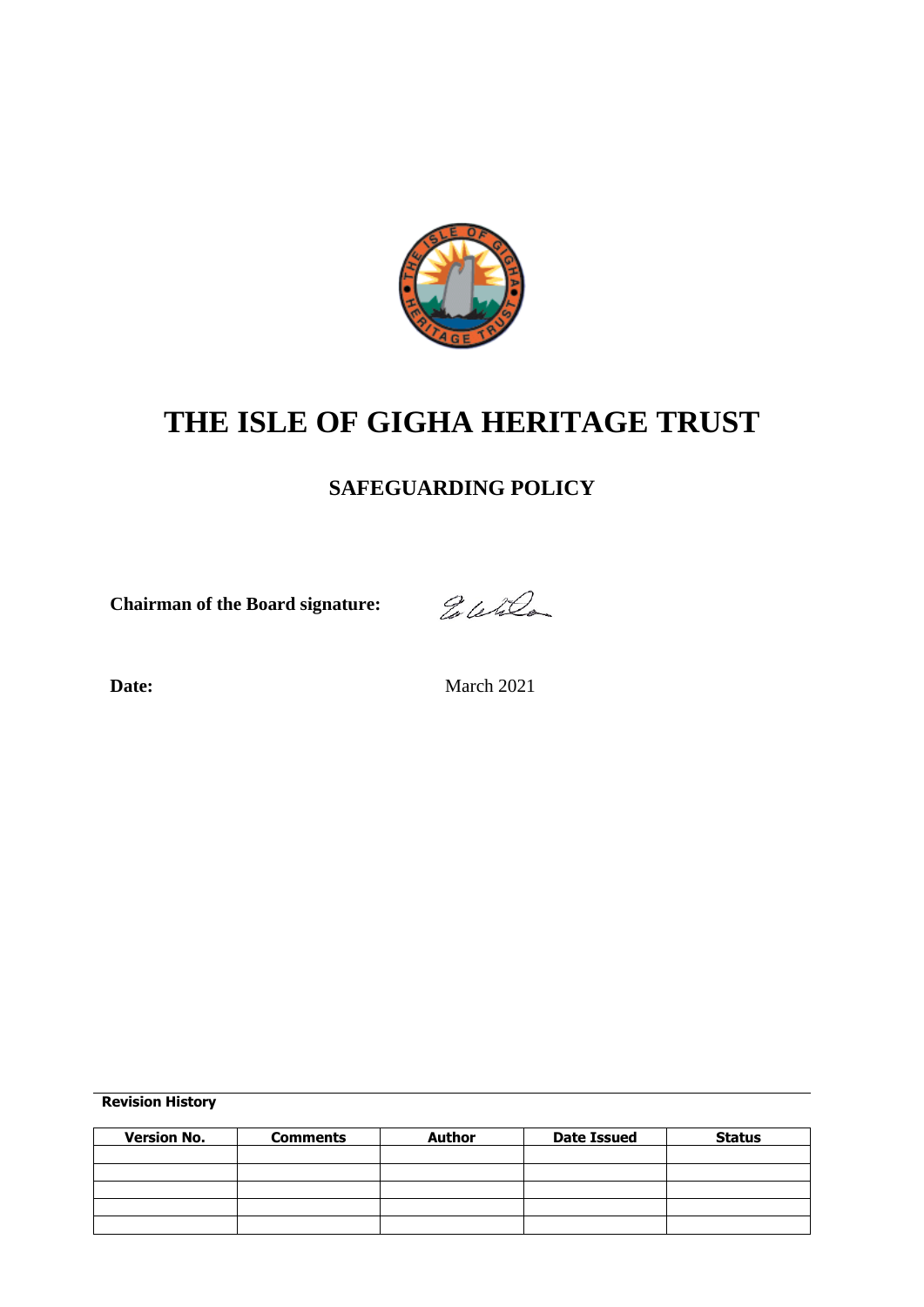# THE ISLE OF GIGHA HERITAGE TRUST

## SAFEGUARDING POLICY

**Chairman of the Board signature:**

**Date:** March 2021

**Revision History**

| Version No. | Comments | Author | Date Issued | Status |
|---|---|---|---|---|
| | | | | |
| | | | | |
| | | | | |
| | | | | |
| | | | | |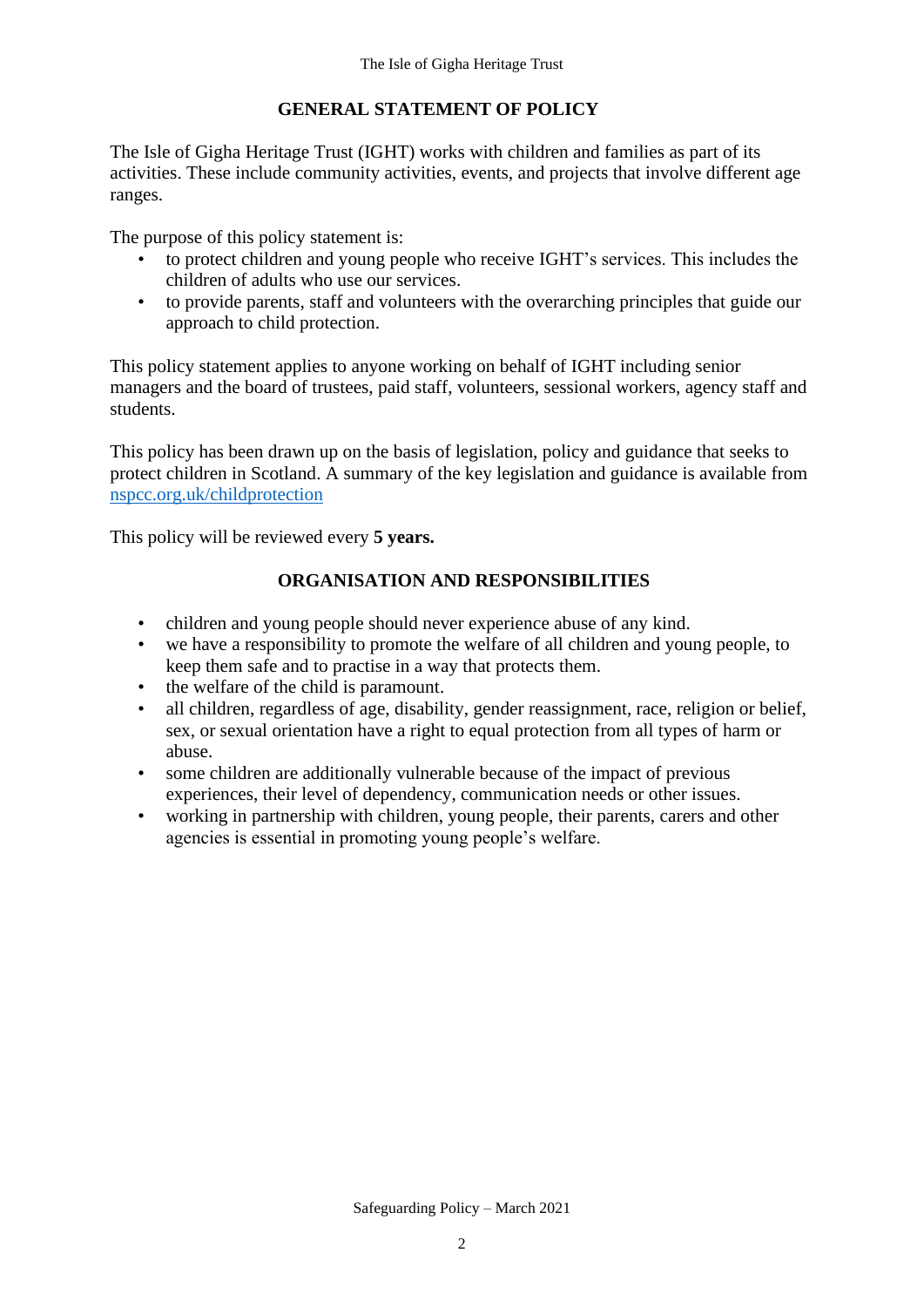## GENERAL STATEMENT OF POLICY

The Isle of Gigha Heritage Trust (IGHT) works with children and families as part of its activities. These include community activities, events, and projects that involve different age ranges.

The purpose of this policy statement is:

- to protect children and young people who receive IGHT's services. This includes the children of adults who use our services.
- to provide parents, staff and volunteers with the overarching principles that guide our approach to child protection.

This policy statement applies to anyone working on behalf of IGHT including senior managers and the board of trustees, paid staff, volunteers, sessional workers, agency staff and students.

This policy has been drawn up on the basis of legislation, policy and guidance that seeks to protect children in Scotland. A summary of the key legislation and guidance is available from [nspcc.org.uk/childprotection](nspcc.org.uk/childprotection)

This policy will be reviewed every **5 years.**

## ORGANISATION AND RESPONSIBILITIES

- children and young people should never experience abuse of any kind.
- we have a responsibility to promote the welfare of all children and young people, to keep them safe and to practise in a way that protects them.
- the welfare of the child is paramount.
- all children, regardless of age, disability, gender reassignment, race, religion or belief, sex, or sexual orientation have a right to equal protection from all types of harm or abuse.
- some children are additionally vulnerable because of the impact of previous experiences, their level of dependency, communication needs or other issues.
- working in partnership with children, young people, their parents, carers and other agencies is essential in promoting young people's welfare.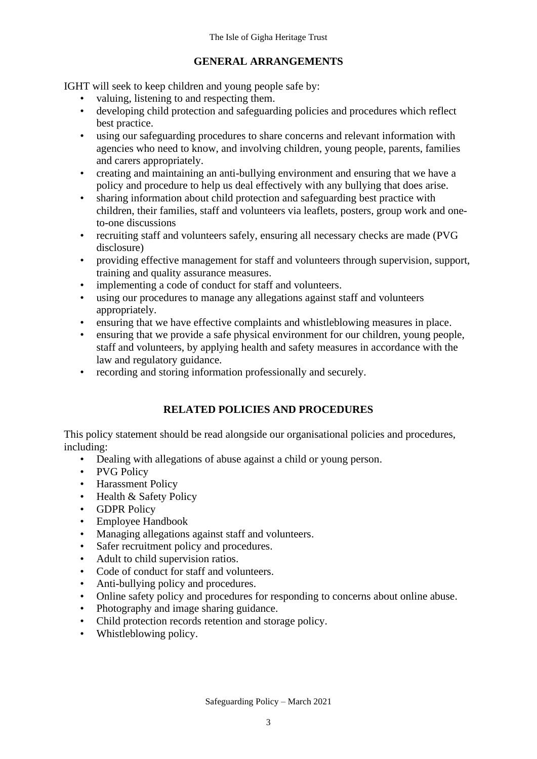## GENERAL ARRANGEMENTS

IGHT will seek to keep children and young people safe by:

- valuing, listening to and respecting them.
- developing child protection and safeguarding policies and procedures which reflect best practice.
- using our safeguarding procedures to share concerns and relevant information with agencies who need to know, and involving children, young people, parents, families and carers appropriately.
- creating and maintaining an anti-bullying environment and ensuring that we have a policy and procedure to help us deal effectively with any bullying that does arise.
- sharing information about child protection and safeguarding best practice with children, their families, staff and volunteers via leaflets, posters, group work and one-to-one discussions
- recruiting staff and volunteers safely, ensuring all necessary checks are made (PVG disclosure)
- providing effective management for staff and volunteers through supervision, support, training and quality assurance measures.
- implementing a code of conduct for staff and volunteers.
- using our procedures to manage any allegations against staff and volunteers appropriately.
- ensuring that we have effective complaints and whistleblowing measures in place.
- ensuring that we provide a safe physical environment for our children, young people, staff and volunteers, by applying health and safety measures in accordance with the law and regulatory guidance.
- recording and storing information professionally and securely.

## RELATED POLICIES AND PROCEDURES

This policy statement should be read alongside our organisational policies and procedures, including:

- Dealing with allegations of abuse against a child or young person.
- PVG Policy
- Harassment Policy
- Health & Safety Policy
- GDPR Policy
- Employee Handbook
- Managing allegations against staff and volunteers.
- Safer recruitment policy and procedures.
- Adult to child supervision ratios.
- Code of conduct for staff and volunteers.
- Anti-bullying policy and procedures.
- Online safety policy and procedures for responding to concerns about online abuse.
- Photography and image sharing guidance.
- Child protection records retention and storage policy.
- Whistleblowing policy.